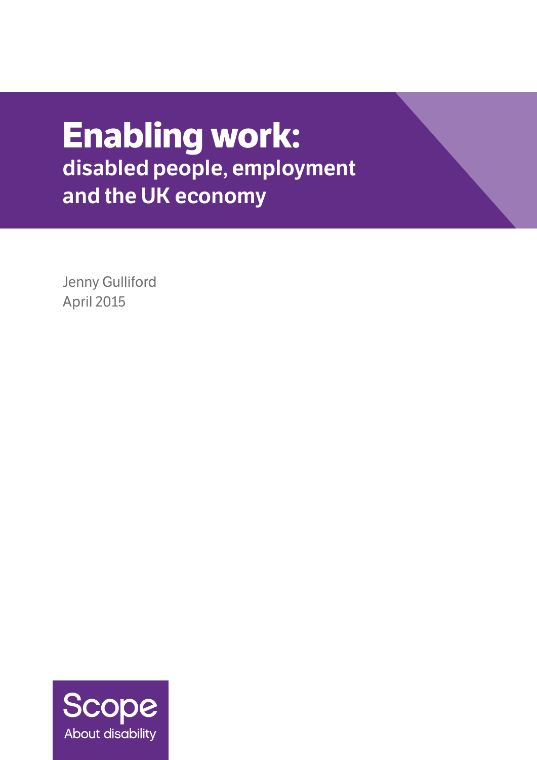# Enabling work:

## disabled people, employment and the UK economy

Jenny Gulliford
April 2015

Scope
About disability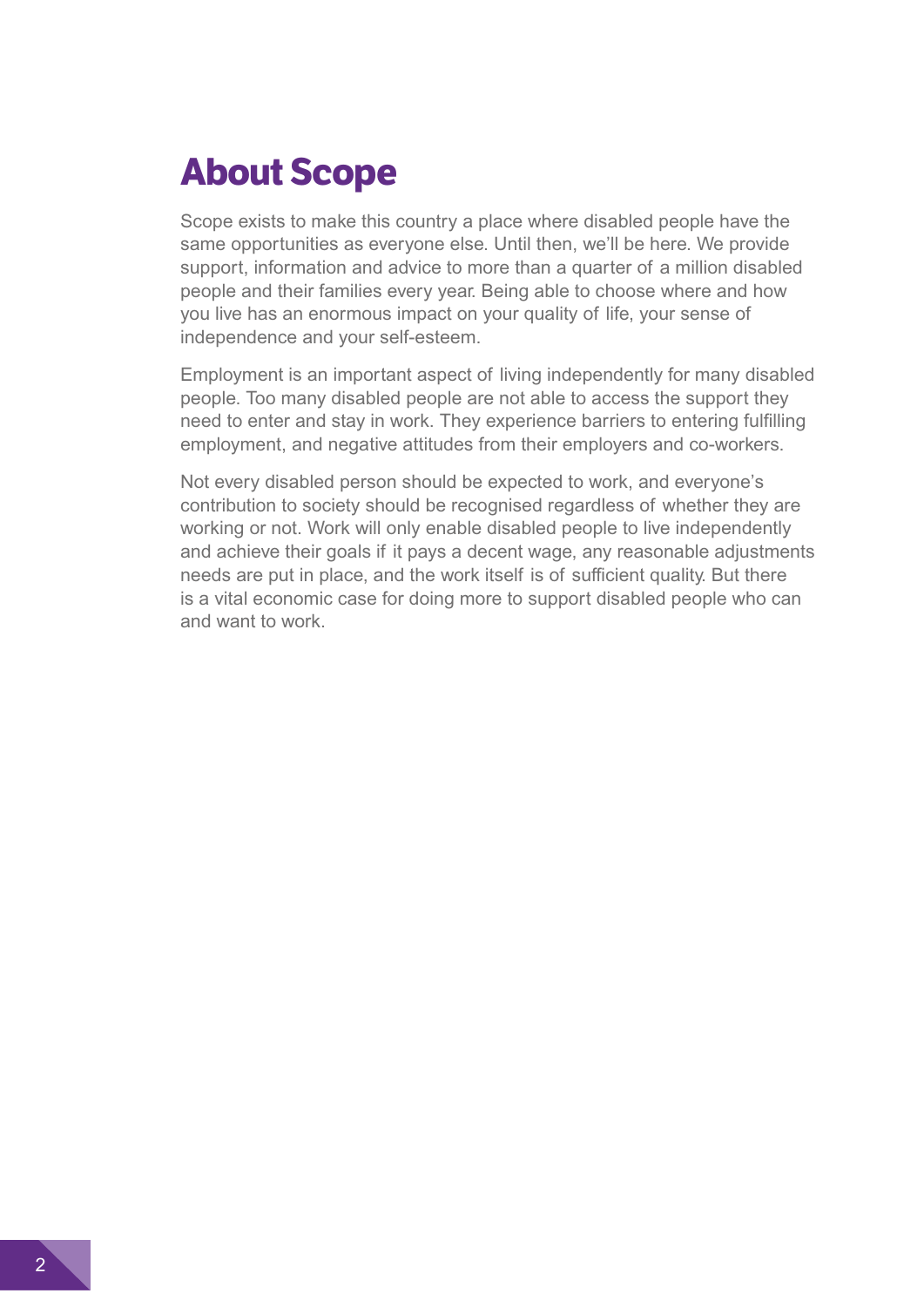# About Scope

Scope exists to make this country a place where disabled people have the same opportunities as everyone else. Until then, we'll be here. We provide support, information and advice to more than a quarter of a million disabled people and their families every year. Being able to choose where and how you live has an enormous impact on your quality of life, your sense of independence and your self-esteem.

Employment is an important aspect of living independently for many disabled people. Too many disabled people are not able to access the support they need to enter and stay in work. They experience barriers to entering fulfilling employment, and negative attitudes from their employers and co-workers.

Not every disabled person should be expected to work, and everyone's contribution to society should be recognised regardless of whether they are working or not. Work will only enable disabled people to live independently and achieve their goals if it pays a decent wage, any reasonable adjustments needs are put in place, and the work itself is of sufficient quality. But there is a vital economic case for doing more to support disabled people who can and want to work.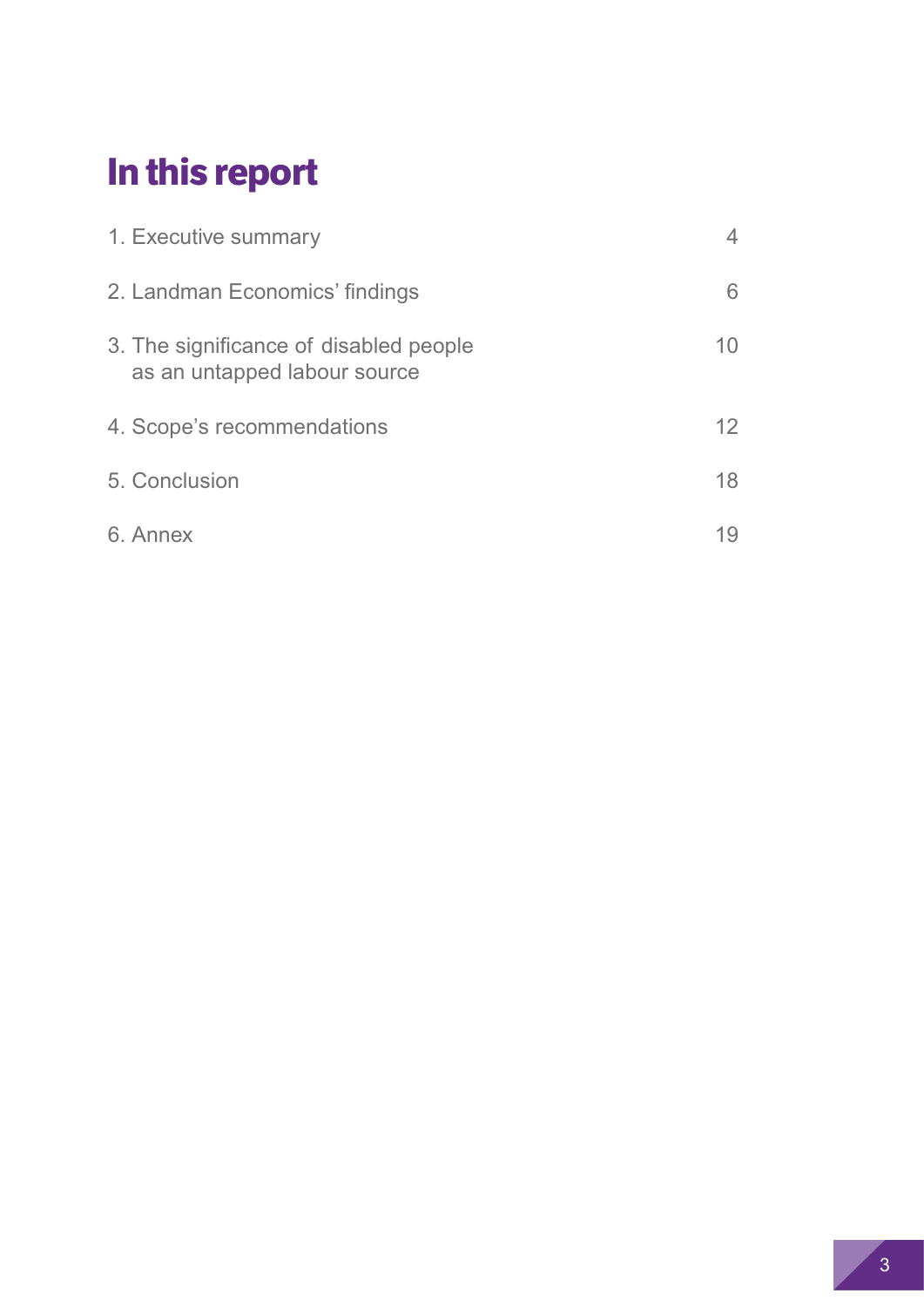# In this report

| | |
|---|---|
| 1. Executive summary | 4 |
| 2. Landman Economics' findings | 6 |
| 3. The significance of disabled people as an untapped labour source | 10 |
| 4. Scope's recommendations | 12 |
| 5. Conclusion | 18 |
| 6. Annex | 19 |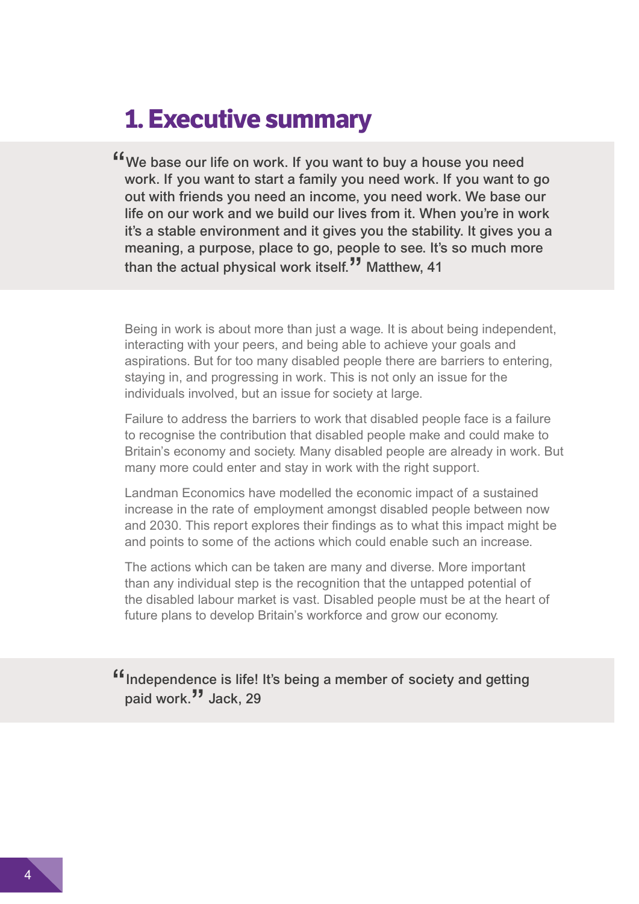# 1. Executive summary

> "We base our life on work. If you want to buy a house you need work. If you want to start a family you need work. If you want to go out with friends you need an income, you need work. We base our life on our work and we build our lives from it. When you're in work it's a stable environment and it gives you the stability. It gives you a meaning, a purpose, place to go, people to see. It's so much more than the actual physical work itself." Matthew, 41

Being in work is about more than just a wage. It is about being independent, interacting with your peers, and being able to achieve your goals and aspirations. But for too many disabled people there are barriers to entering, staying in, and progressing in work. This is not only an issue for the individuals involved, but an issue for society at large.

Failure to address the barriers to work that disabled people face is a failure to recognise the contribution that disabled people make and could make to Britain's economy and society. Many disabled people are already in work. But many more could enter and stay in work with the right support.

Landman Economics have modelled the economic impact of a sustained increase in the rate of employment amongst disabled people between now and 2030. This report explores their findings as to what this impact might be and points to some of the actions which could enable such an increase.

The actions which can be taken are many and diverse. More important than any individual step is the recognition that the untapped potential of the disabled labour market is vast. Disabled people must be at the heart of future plans to develop Britain's workforce and grow our economy.

> "Independence is life! It's being a member of society and getting paid work." Jack, 29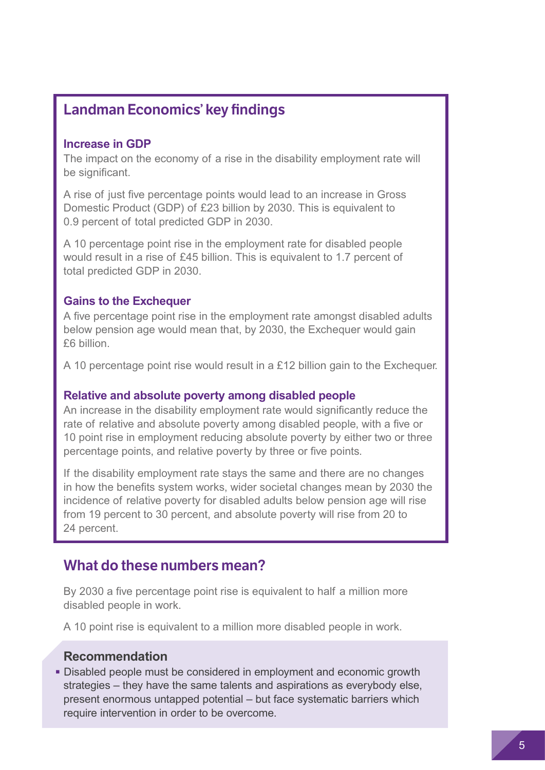## Landman Economics' key findings

### Increase in GDP

The impact on the economy of a rise in the disability employment rate will be significant.

A rise of just five percentage points would lead to an increase in Gross Domestic Product (GDP) of £23 billion by 2030. This is equivalent to 0.9 percent of total predicted GDP in 2030.

A 10 percentage point rise in the employment rate for disabled people would result in a rise of £45 billion. This is equivalent to 1.7 percent of total predicted GDP in 2030.

### Gains to the Exchequer

A five percentage point rise in the employment rate amongst disabled adults below pension age would mean that, by 2030, the Exchequer would gain £6 billion.

A 10 percentage point rise would result in a £12 billion gain to the Exchequer.

### Relative and absolute poverty among disabled people

An increase in the disability employment rate would significantly reduce the rate of relative and absolute poverty among disabled people, with a five or 10 point rise in employment reducing absolute poverty by either two or three percentage points, and relative poverty by three or five points.

If the disability employment rate stays the same and there are no changes in how the benefits system works, wider societal changes mean by 2030 the incidence of relative poverty for disabled adults below pension age will rise from 19 percent to 30 percent, and absolute poverty will rise from 20 to 24 percent.

## What do these numbers mean?

By 2030 a five percentage point rise is equivalent to half a million more disabled people in work.

A 10 point rise is equivalent to a million more disabled people in work.

### Recommendation

- Disabled people must be considered in employment and economic growth strategies – they have the same talents and aspirations as everybody else, present enormous untapped potential – but face systematic barriers which require intervention in order to be overcome.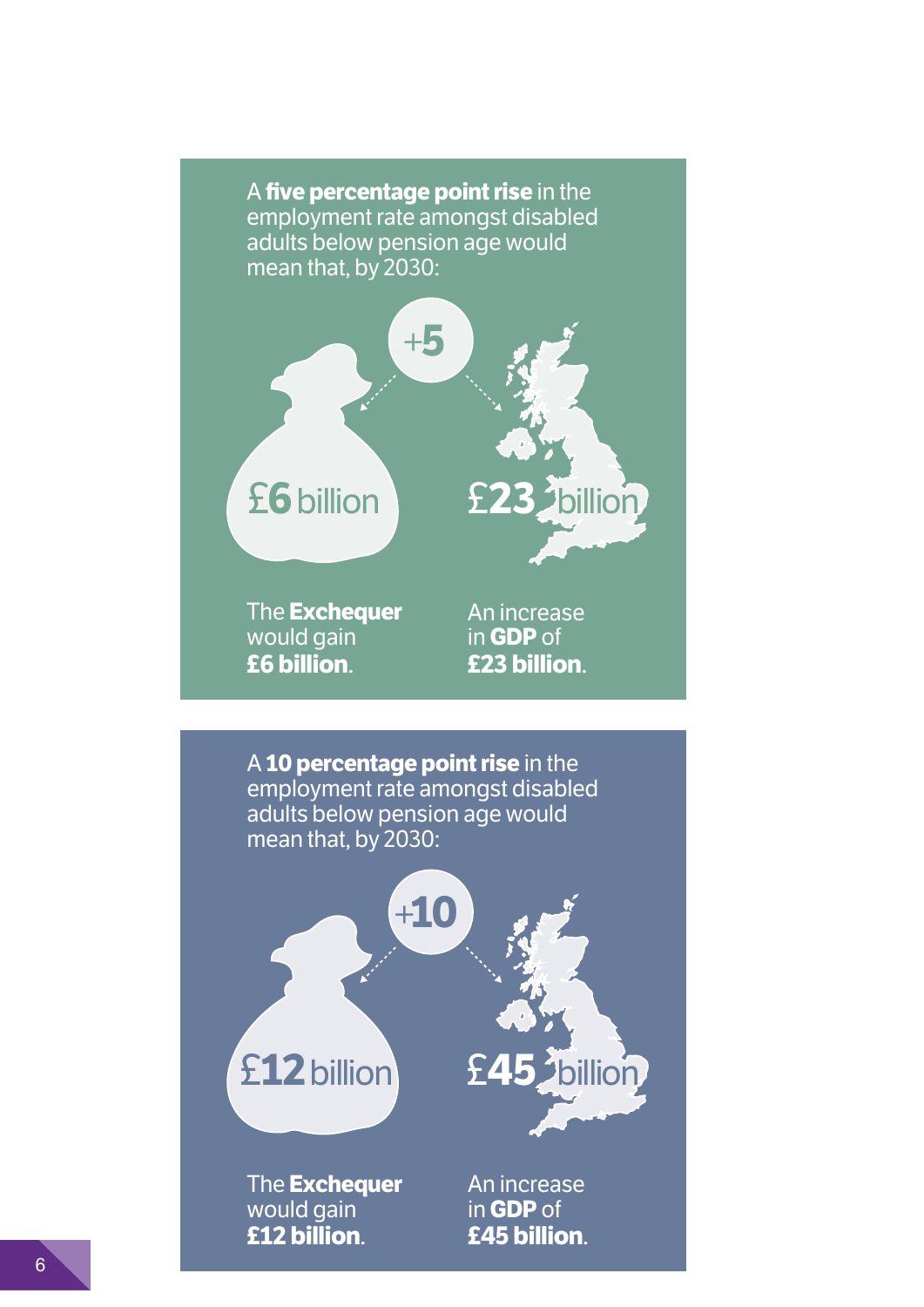A **five percentage point rise** in the employment rate amongst disabled adults below pension age would mean that, by 2030:

+5

£6 billion

£23 billion

The **Exchequer** would gain **£6 billion**.

An increase in **GDP** of **£23 billion**.

A **10 percentage point rise** in the employment rate amongst disabled adults below pension age would mean that, by 2030:

+10

£12 billion

£45 billion

The **Exchequer** would gain **£12 billion**.

An increase in **GDP** of **£45 billion**.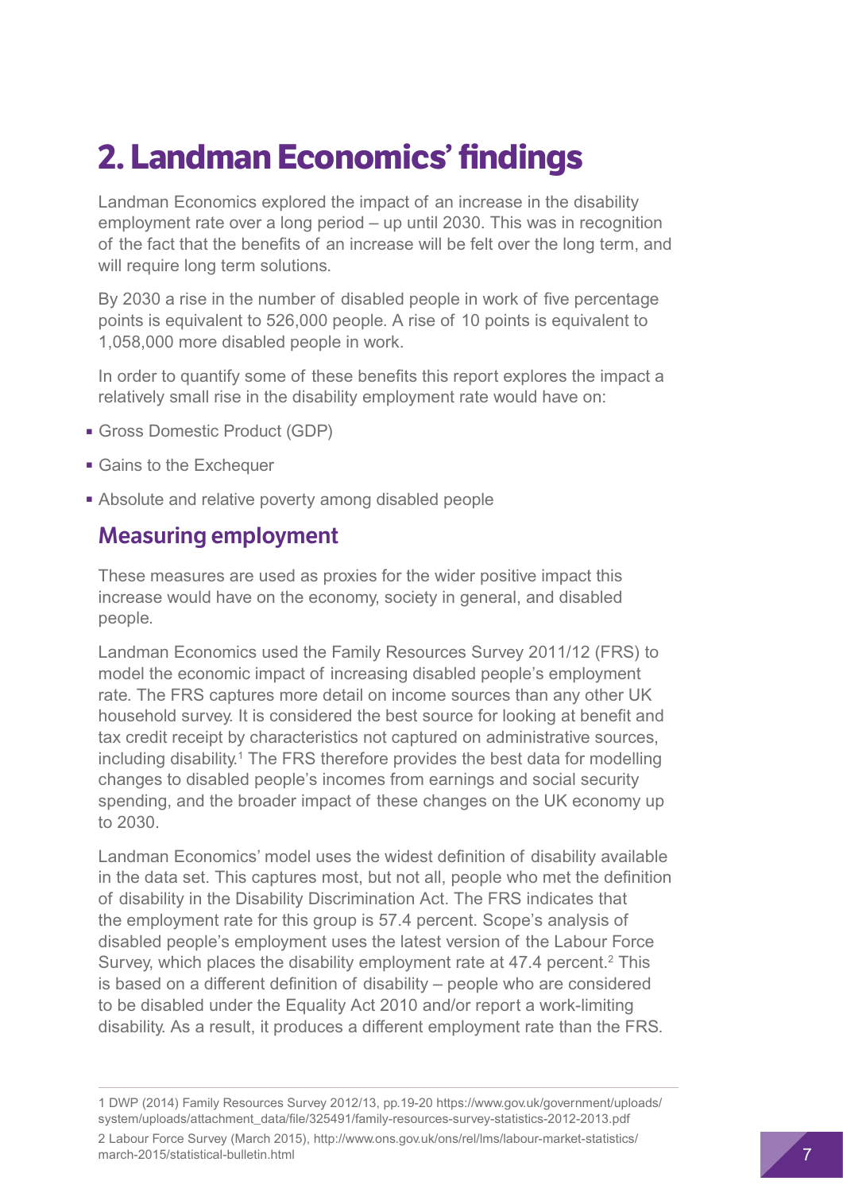# 2. Landman Economics' findings

Landman Economics explored the impact of an increase in the disability employment rate over a long period – up until 2030. This was in recognition of the fact that the benefits of an increase will be felt over the long term, and will require long term solutions.

By 2030 a rise in the number of disabled people in work of five percentage points is equivalent to 526,000 people. A rise of 10 points is equivalent to 1,058,000 more disabled people in work.

In order to quantify some of these benefits this report explores the impact a relatively small rise in the disability employment rate would have on:

- Gross Domestic Product (GDP)
- Gains to the Exchequer
- Absolute and relative poverty among disabled people

## Measuring employment

These measures are used as proxies for the wider positive impact this increase would have on the economy, society in general, and disabled people.

Landman Economics used the Family Resources Survey 2011/12 (FRS) to model the economic impact of increasing disabled people's employment rate. The FRS captures more detail on income sources than any other UK household survey. It is considered the best source for looking at benefit and tax credit receipt by characteristics not captured on administrative sources, including disability.[1] The FRS therefore provides the best data for modelling changes to disabled people's incomes from earnings and social security spending, and the broader impact of these changes on the UK economy up to 2030.

Landman Economics' model uses the widest definition of disability available in the data set. This captures most, but not all, people who met the definition of disability in the Disability Discrimination Act. The FRS indicates that the employment rate for this group is 57.4 percent. Scope's analysis of disabled people's employment uses the latest version of the Labour Force Survey, which places the disability employment rate at 47.4 percent.[2] This is based on a different definition of disability – people who are considered to be disabled under the Equality Act 2010 and/or report a work-limiting disability. As a result, it produces a different employment rate than the FRS.

---

1 DWP (2014) Family Resources Survey 2012/13, pp.19-20 https://www.gov.uk/government/uploads/system/uploads/attachment_data/file/325491/family-resources-survey-statistics-2012-2013.pdf

2 Labour Force Survey (March 2015), http://www.ons.gov.uk/ons/rel/lms/labour-market-statistics/march-2015/statistical-bulletin.html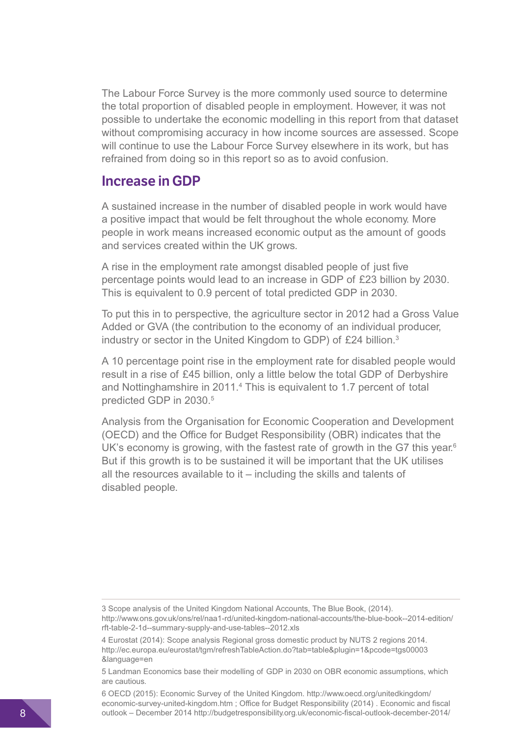The Labour Force Survey is the more commonly used source to determine the total proportion of disabled people in employment. However, it was not possible to undertake the economic modelling in this report from that dataset without compromising accuracy in how income sources are assessed. Scope will continue to use the Labour Force Survey elsewhere in its work, but has refrained from doing so in this report so as to avoid confusion.

## Increase in GDP

A sustained increase in the number of disabled people in work would have a positive impact that would be felt throughout the whole economy. More people in work means increased economic output as the amount of goods and services created within the UK grows.

A rise in the employment rate amongst disabled people of just five percentage points would lead to an increase in GDP of £23 billion by 2030. This is equivalent to 0.9 percent of total predicted GDP in 2030.

To put this in to perspective, the agriculture sector in 2012 had a Gross Value Added or GVA (the contribution to the economy of an individual producer, industry or sector in the United Kingdom to GDP) of £24 billion.[3]

A 10 percentage point rise in the employment rate for disabled people would result in a rise of £45 billion, only a little below the total GDP of Derbyshire and Nottinghamshire in 2011.[4] This is equivalent to 1.7 percent of total predicted GDP in 2030.[5]

Analysis from the Organisation for Economic Cooperation and Development (OECD) and the Office for Budget Responsibility (OBR) indicates that the UK's economy is growing, with the fastest rate of growth in the G7 this year.[6] But if this growth is to be sustained it will be important that the UK utilises all the resources available to it – including the skills and talents of disabled people.

---

3 Scope analysis of the United Kingdom National Accounts, The Blue Book, (2014). http://www.ons.gov.uk/ons/rel/naa1-rd/united-kingdom-national-accounts/the-blue-book--2014-edition/rft-table-2-1d--summary-supply-and-use-tables--2012.xls

4 Eurostat (2014): Scope analysis Regional gross domestic product by NUTS 2 regions 2014. http://ec.europa.eu/eurostat/tgm/refreshTableAction.do?tab=table&plugin=1&pcode=tgs00003&language=en

5 Landman Economics base their modelling of GDP in 2030 on OBR economic assumptions, which are cautious.

6 OECD (2015): Economic Survey of the United Kingdom. http://www.oecd.org/unitedkingdom/economic-survey-united-kingdom.htm ; Office for Budget Responsibility (2014) . Economic and fiscal outlook – December 2014 http://budgetresponsibility.org.uk/economic-fiscal-outlook-december-2014/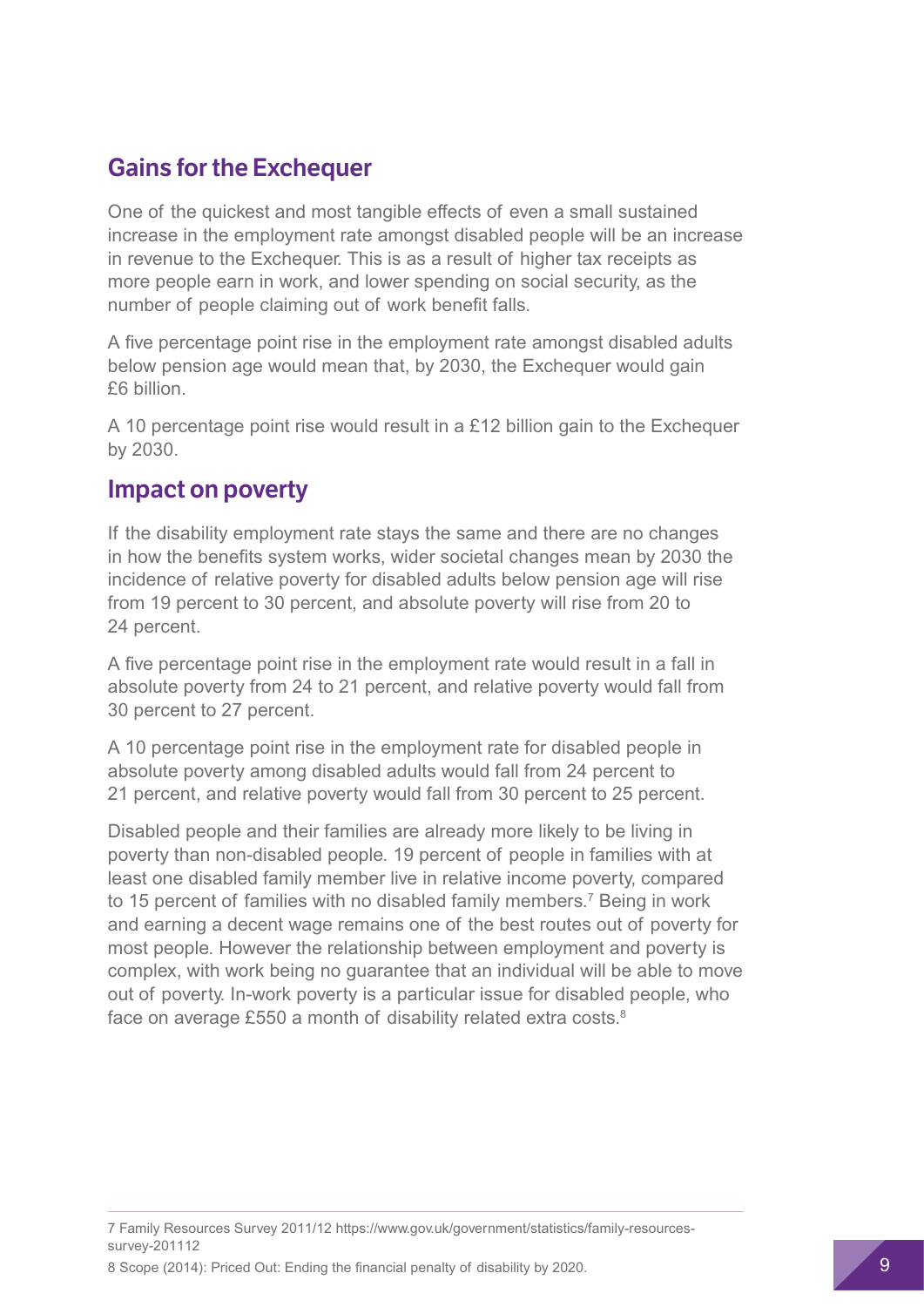## Gains for the Exchequer

One of the quickest and most tangible effects of even a small sustained increase in the employment rate amongst disabled people will be an increase in revenue to the Exchequer. This is as a result of higher tax receipts as more people earn in work, and lower spending on social security, as the number of people claiming out of work benefit falls.

A five percentage point rise in the employment rate amongst disabled adults below pension age would mean that, by 2030, the Exchequer would gain £6 billion.

A 10 percentage point rise would result in a £12 billion gain to the Exchequer by 2030.

## Impact on poverty

If the disability employment rate stays the same and there are no changes in how the benefits system works, wider societal changes mean by 2030 the incidence of relative poverty for disabled adults below pension age will rise from 19 percent to 30 percent, and absolute poverty will rise from 20 to 24 percent.

A five percentage point rise in the employment rate would result in a fall in absolute poverty from 24 to 21 percent, and relative poverty would fall from 30 percent to 27 percent.

A 10 percentage point rise in the employment rate for disabled people in absolute poverty among disabled adults would fall from 24 percent to 21 percent, and relative poverty would fall from 30 percent to 25 percent.

Disabled people and their families are already more likely to be living in poverty than non-disabled people. 19 percent of people in families with at least one disabled family member live in relative income poverty, compared to 15 percent of families with no disabled family members.[7] Being in work and earning a decent wage remains one of the best routes out of poverty for most people. However the relationship between employment and poverty is complex, with work being no guarantee that an individual will be able to move out of poverty. In-work poverty is a particular issue for disabled people, who face on average £550 a month of disability related extra costs.[8]

7 Family Resources Survey 2011/12 https://www.gov.uk/government/statistics/family-resources-survey-201112

8 Scope (2014): Priced Out: Ending the financial penalty of disability by 2020.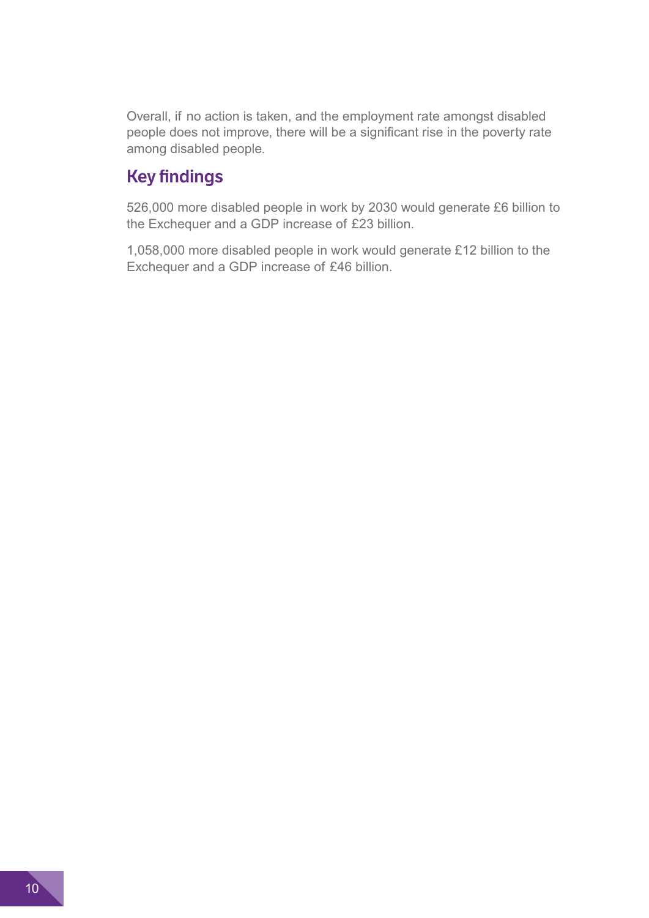Overall, if no action is taken, and the employment rate amongst disabled people does not improve, there will be a significant rise in the poverty rate among disabled people.

## Key findings

526,000 more disabled people in work by 2030 would generate £6 billion to the Exchequer and a GDP increase of £23 billion.

1,058,000 more disabled people in work would generate £12 billion to the Exchequer and a GDP increase of £46 billion.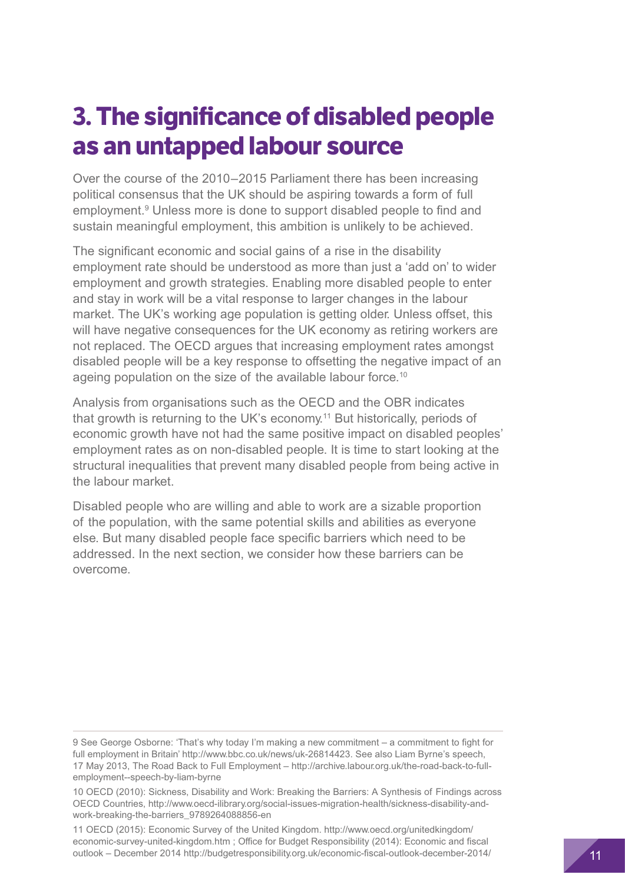# 3. The significance of disabled people as an untapped labour source

Over the course of the 2010–2015 Parliament there has been increasing political consensus that the UK should be aspiring towards a form of full employment.[9] Unless more is done to support disabled people to find and sustain meaningful employment, this ambition is unlikely to be achieved.

The significant economic and social gains of a rise in the disability employment rate should be understood as more than just a 'add on' to wider employment and growth strategies. Enabling more disabled people to enter and stay in work will be a vital response to larger changes in the labour market. The UK's working age population is getting older. Unless offset, this will have negative consequences for the UK economy as retiring workers are not replaced. The OECD argues that increasing employment rates amongst disabled people will be a key response to offsetting the negative impact of an ageing population on the size of the available labour force.[10]

Analysis from organisations such as the OECD and the OBR indicates that growth is returning to the UK's economy.[11] But historically, periods of economic growth have not had the same positive impact on disabled peoples' employment rates as on non-disabled people. It is time to start looking at the structural inequalities that prevent many disabled people from being active in the labour market.

Disabled people who are willing and able to work are a sizable proportion of the population, with the same potential skills and abilities as everyone else. But many disabled people face specific barriers which need to be addressed. In the next section, we consider how these barriers can be overcome.

---

9 See George Osborne: 'That's why today I'm making a new commitment – a commitment to fight for full employment in Britain' http://www.bbc.co.uk/news/uk-26814423. See also Liam Byrne's speech, 17 May 2013, The Road Back to Full Employment – http://archive.labour.org.uk/the-road-back-to-full-employment--speech-by-liam-byrne

10 OECD (2010): Sickness, Disability and Work: Breaking the Barriers: A Synthesis of Findings across OECD Countries, http://www.oecd-ilibrary.org/social-issues-migration-health/sickness-disability-and-work-breaking-the-barriers_9789264088856-en

11 OECD (2015): Economic Survey of the United Kingdom. http://www.oecd.org/unitedkingdom/economic-survey-united-kingdom.htm ; Office for Budget Responsibility (2014): Economic and fiscal outlook – December 2014 http://budgetresponsibility.org.uk/economic-fiscal-outlook-december-2014/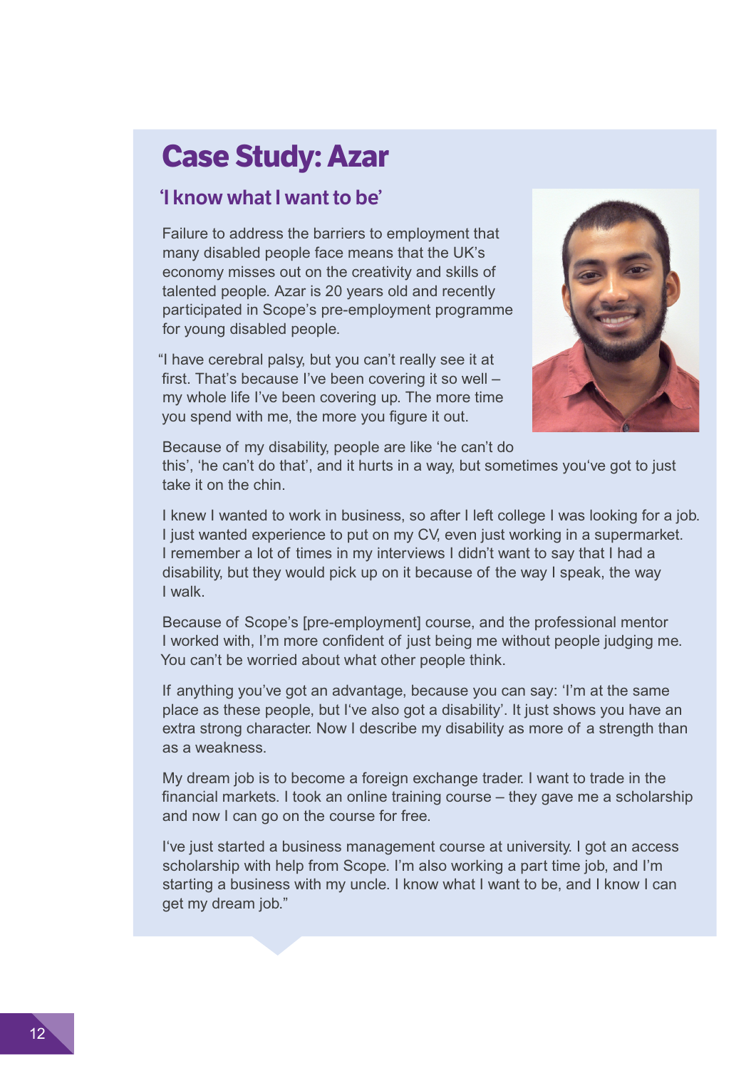# Case Study: Azar

## 'I know what I want to be'

Failure to address the barriers to employment that many disabled people face means that the UK's economy misses out on the creativity and skills of talented people. Azar is 20 years old and recently participated in Scope's pre-employment programme for young disabled people.

"I have cerebral palsy, but you can't really see it at first. That's because I've been covering it so well – my whole life I've been covering up. The more time you spend with me, the more you figure it out.

Because of my disability, people are like 'he can't do this', 'he can't do that', and it hurts in a way, but sometimes you've got to just take it on the chin.

I knew I wanted to work in business, so after I left college I was looking for a job. I just wanted experience to put on my CV, even just working in a supermarket. I remember a lot of times in my interviews I didn't want to say that I had a disability, but they would pick up on it because of the way I speak, the way I walk.

Because of Scope's [pre-employment] course, and the professional mentor I worked with, I'm more confident of just being me without people judging me. You can't be worried about what other people think.

If anything you've got an advantage, because you can say: 'I'm at the same place as these people, but I've also got a disability'. It just shows you have an extra strong character. Now I describe my disability as more of a strength than as a weakness.

My dream job is to become a foreign exchange trader. I want to trade in the financial markets. I took an online training course – they gave me a scholarship and now I can go on the course for free.

I've just started a business management course at university. I got an access scholarship with help from Scope. I'm also working a part time job, and I'm starting a business with my uncle. I know what I want to be, and I know I can get my dream job."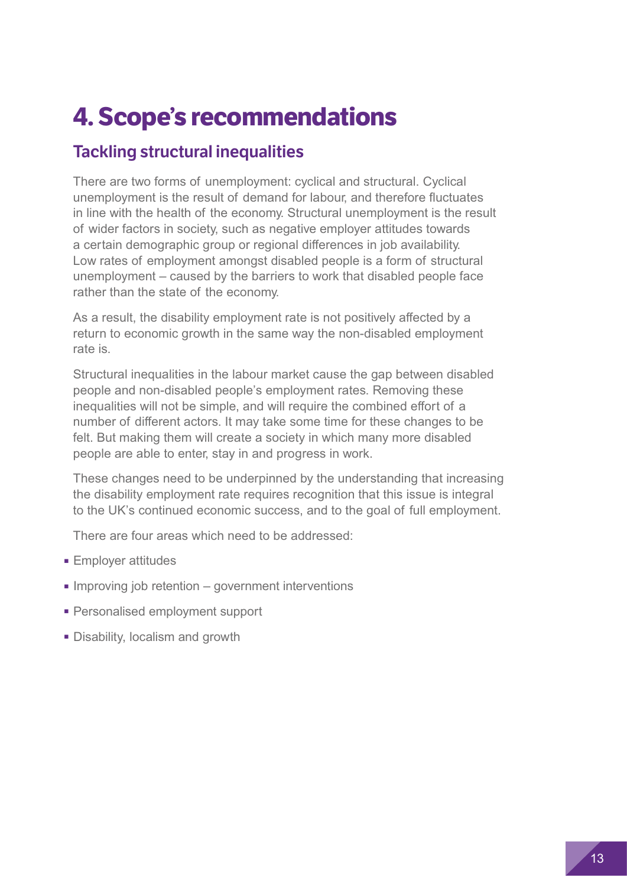# 4. Scope's recommendations

## Tackling structural inequalities

There are two forms of unemployment: cyclical and structural. Cyclical unemployment is the result of demand for labour, and therefore fluctuates in line with the health of the economy. Structural unemployment is the result of wider factors in society, such as negative employer attitudes towards a certain demographic group or regional differences in job availability. Low rates of employment amongst disabled people is a form of structural unemployment – caused by the barriers to work that disabled people face rather than the state of the economy.

As a result, the disability employment rate is not positively affected by a return to economic growth in the same way the non-disabled employment rate is.

Structural inequalities in the labour market cause the gap between disabled people and non-disabled people's employment rates. Removing these inequalities will not be simple, and will require the combined effort of a number of different actors. It may take some time for these changes to be felt. But making them will create a society in which many more disabled people are able to enter, stay in and progress in work.

These changes need to be underpinned by the understanding that increasing the disability employment rate requires recognition that this issue is integral to the UK's continued economic success, and to the goal of full employment.

There are four areas which need to be addressed:

- Employer attitudes
- Improving job retention – government interventions
- Personalised employment support
- Disability, localism and growth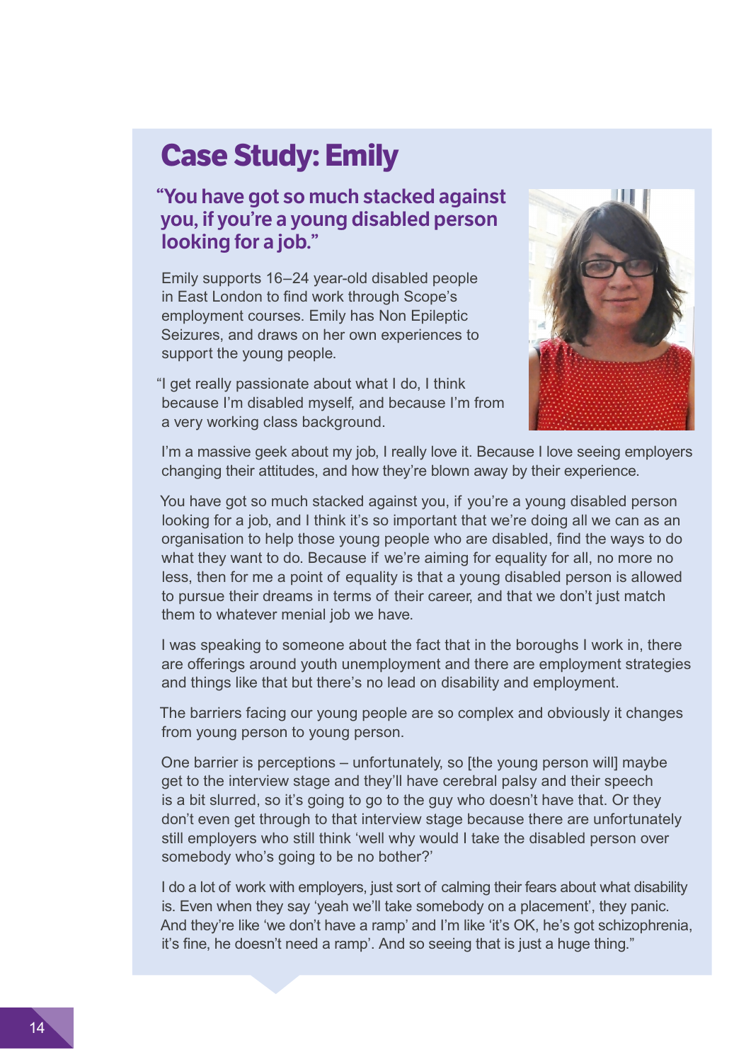# Case Study: Emily

## "You have got so much stacked against you, if you're a young disabled person looking for a job."

Emily supports 16–24 year-old disabled people in East London to find work through Scope's employment courses. Emily has Non Epileptic Seizures, and draws on her own experiences to support the young people.

"I get really passionate about what I do, I think because I'm disabled myself, and because I'm from a very working class background.

I'm a massive geek about my job, I really love it. Because I love seeing employers changing their attitudes, and how they're blown away by their experience.

You have got so much stacked against you, if you're a young disabled person looking for a job, and I think it's so important that we're doing all we can as an organisation to help those young people who are disabled, find the ways to do what they want to do. Because if we're aiming for equality for all, no more no less, then for me a point of equality is that a young disabled person is allowed to pursue their dreams in terms of their career, and that we don't just match them to whatever menial job we have.

I was speaking to someone about the fact that in the boroughs I work in, there are offerings around youth unemployment and there are employment strategies and things like that but there's no lead on disability and employment.

The barriers facing our young people are so complex and obviously it changes from young person to young person.

One barrier is perceptions – unfortunately, so [the young person will] maybe get to the interview stage and they'll have cerebral palsy and their speech is a bit slurred, so it's going to go to the guy who doesn't have that. Or they don't even get through to that interview stage because there are unfortunately still employers who still think 'well why would I take the disabled person over somebody who's going to be no bother?'

I do a lot of work with employers, just sort of calming their fears about what disability is. Even when they say 'yeah we'll take somebody on a placement', they panic. And they're like 'we don't have a ramp' and I'm like 'it's OK, he's got schizophrenia, it's fine, he doesn't need a ramp'. And so seeing that is just a huge thing."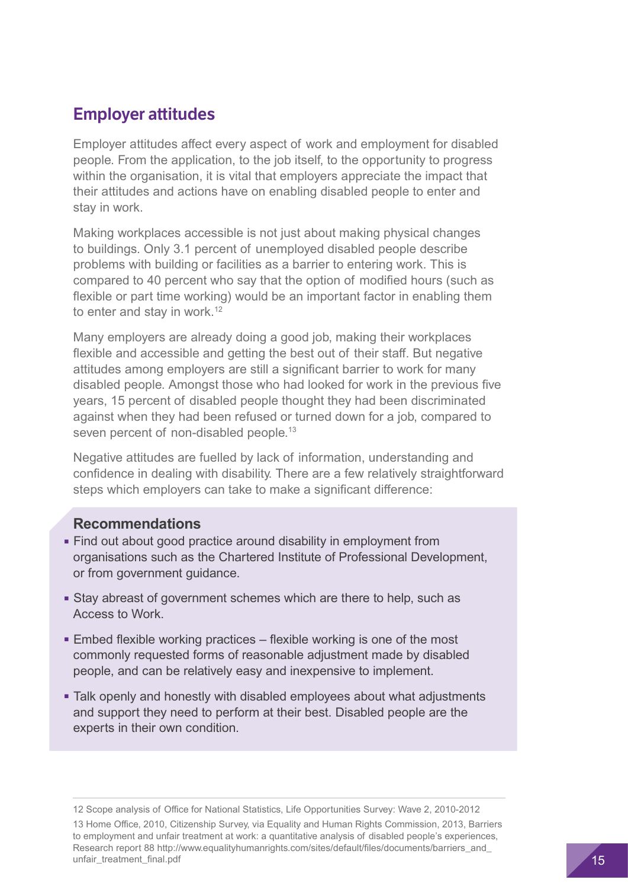## Employer attitudes

Employer attitudes affect every aspect of work and employment for disabled people. From the application, to the job itself, to the opportunity to progress within the organisation, it is vital that employers appreciate the impact that their attitudes and actions have on enabling disabled people to enter and stay in work.

Making workplaces accessible is not just about making physical changes to buildings. Only 3.1 percent of unemployed disabled people describe problems with building or facilities as a barrier to entering work. This is compared to 40 percent who say that the option of modified hours (such as flexible or part time working) would be an important factor in enabling them to enter and stay in work.[12]

Many employers are already doing a good job, making their workplaces flexible and accessible and getting the best out of their staff. But negative attitudes among employers are still a significant barrier to work for many disabled people. Amongst those who had looked for work in the previous five years, 15 percent of disabled people thought they had been discriminated against when they had been refused or turned down for a job, compared to seven percent of non-disabled people.[13]

Negative attitudes are fuelled by lack of information, understanding and confidence in dealing with disability. There are a few relatively straightforward steps which employers can take to make a significant difference:

### Recommendations

- Find out about good practice around disability in employment from organisations such as the Chartered Institute of Professional Development, or from government guidance.
- Stay abreast of government schemes which are there to help, such as Access to Work.
- Embed flexible working practices – flexible working is one of the most commonly requested forms of reasonable adjustment made by disabled people, and can be relatively easy and inexpensive to implement.
- Talk openly and honestly with disabled employees about what adjustments and support they need to perform at their best. Disabled people are the experts in their own condition.

---

12 Scope analysis of Office for National Statistics, Life Opportunities Survey: Wave 2, 2010-2012

13 Home Office, 2010, Citizenship Survey, via Equality and Human Rights Commission, 2013, Barriers to employment and unfair treatment at work: a quantitative analysis of disabled people's experiences, Research report 88 http://www.equalityhumanrights.com/sites/default/files/documents/barriers_and_unfair_treatment_final.pdf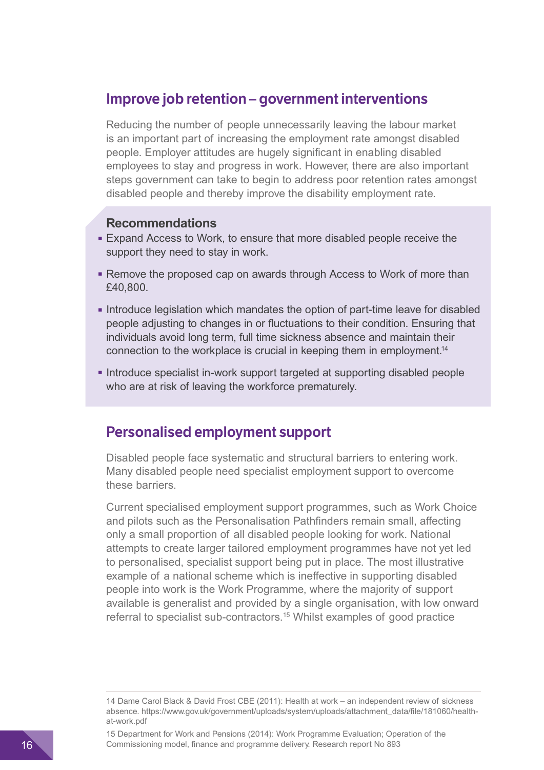## Improve job retention – government interventions

Reducing the number of people unnecessarily leaving the labour market is an important part of increasing the employment rate amongst disabled people. Employer attitudes are hugely significant in enabling disabled employees to stay and progress in work. However, there are also important steps government can take to begin to address poor retention rates amongst disabled people and thereby improve the disability employment rate.

**Recommendations**

- Expand Access to Work, to ensure that more disabled people receive the support they need to stay in work.
- Remove the proposed cap on awards through Access to Work of more than £40,800.
- Introduce legislation which mandates the option of part-time leave for disabled people adjusting to changes in or fluctuations to their condition. Ensuring that individuals avoid long term, full time sickness absence and maintain their connection to the workplace is crucial in keeping them in employment.[14]
- Introduce specialist in-work support targeted at supporting disabled people who are at risk of leaving the workforce prematurely.

## Personalised employment support

Disabled people face systematic and structural barriers to entering work. Many disabled people need specialist employment support to overcome these barriers.

Current specialised employment support programmes, such as Work Choice and pilots such as the Personalisation Pathfinders remain small, affecting only a small proportion of all disabled people looking for work. National attempts to create larger tailored employment programmes have not yet led to personalised, specialist support being put in place. The most illustrative example of a national scheme which is ineffective in supporting disabled people into work is the Work Programme, where the majority of support available is generalist and provided by a single organisation, with low onward referral to specialist sub-contractors.[15] Whilst examples of good practice

---

14 Dame Carol Black & David Frost CBE (2011): Health at work – an independent review of sickness absence. https://www.gov.uk/government/uploads/system/uploads/attachment_data/file/181060/health-at-work.pdf

15 Department for Work and Pensions (2014): Work Programme Evaluation; Operation of the Commissioning model, finance and programme delivery. Research report No 893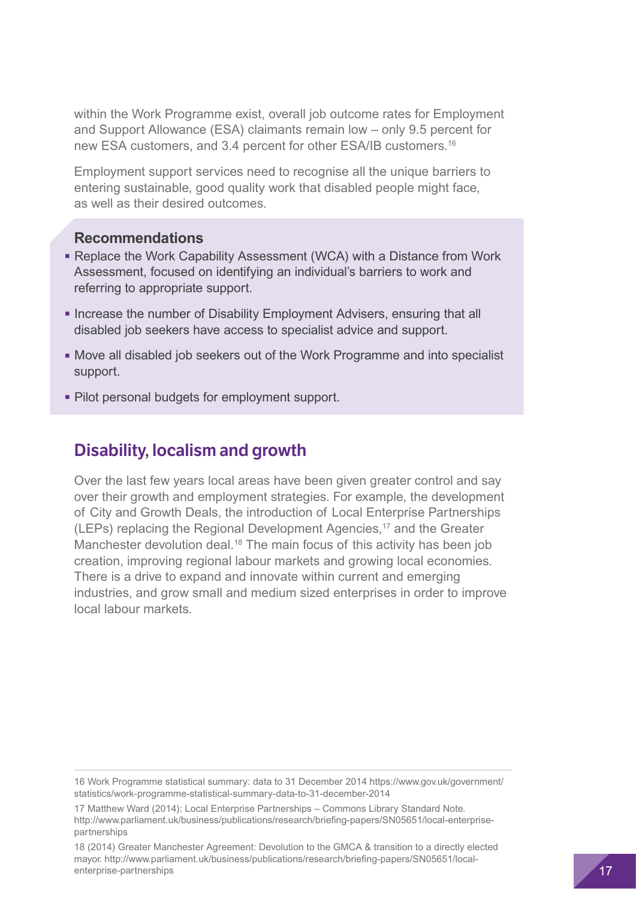within the Work Programme exist, overall job outcome rates for Employment and Support Allowance (ESA) claimants remain low – only 9.5 percent for new ESA customers, and 3.4 percent for other ESA/IB customers.[16]

Employment support services need to recognise all the unique barriers to entering sustainable, good quality work that disabled people might face, as well as their desired outcomes.

**Recommendations**

- Replace the Work Capability Assessment (WCA) with a Distance from Work Assessment, focused on identifying an individual's barriers to work and referring to appropriate support.
- Increase the number of Disability Employment Advisers, ensuring that all disabled job seekers have access to specialist advice and support.
- Move all disabled job seekers out of the Work Programme and into specialist support.
- Pilot personal budgets for employment support.

## Disability, localism and growth

Over the last few years local areas have been given greater control and say over their growth and employment strategies. For example, the development of City and Growth Deals, the introduction of Local Enterprise Partnerships (LEPs) replacing the Regional Development Agencies,[17] and the Greater Manchester devolution deal.[18] The main focus of this activity has been job creation, improving regional labour markets and growing local economies. There is a drive to expand and innovate within current and emerging industries, and grow small and medium sized enterprises in order to improve local labour markets.

---

16 Work Programme statistical summary: data to 31 December 2014 https://www.gov.uk/government/statistics/work-programme-statistical-summary-data-to-31-december-2014

17 Matthew Ward (2014): Local Enterprise Partnerships – Commons Library Standard Note. http://www.parliament.uk/business/publications/research/briefing-papers/SN05651/local-enterprise-partnerships

18 (2014) Greater Manchester Agreement: Devolution to the GMCA & transition to a directly elected mayor. http://www.parliament.uk/business/publications/research/briefing-papers/SN05651/local-enterprise-partnerships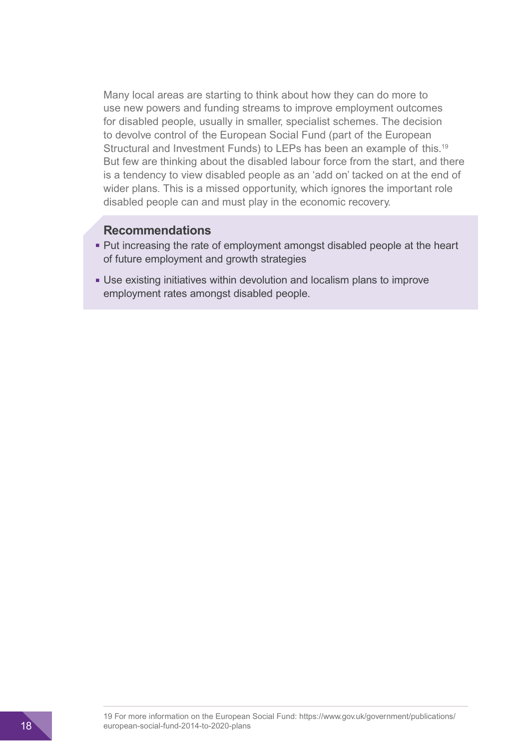Many local areas are starting to think about how they can do more to use new powers and funding streams to improve employment outcomes for disabled people, usually in smaller, specialist schemes. The decision to devolve control of the European Social Fund (part of the European Structural and Investment Funds) to LEPs has been an example of this.[19] But few are thinking about the disabled labour force from the start, and there is a tendency to view disabled people as an 'add on' tacked on at the end of wider plans. This is a missed opportunity, which ignores the important role disabled people can and must play in the economic recovery.

### Recommendations

- Put increasing the rate of employment amongst disabled people at the heart of future employment and growth strategies
- Use existing initiatives within devolution and localism plans to improve employment rates amongst disabled people.

---

19 For more information on the European Social Fund: https://www.gov.uk/government/publications/european-social-fund-2014-to-2020-plans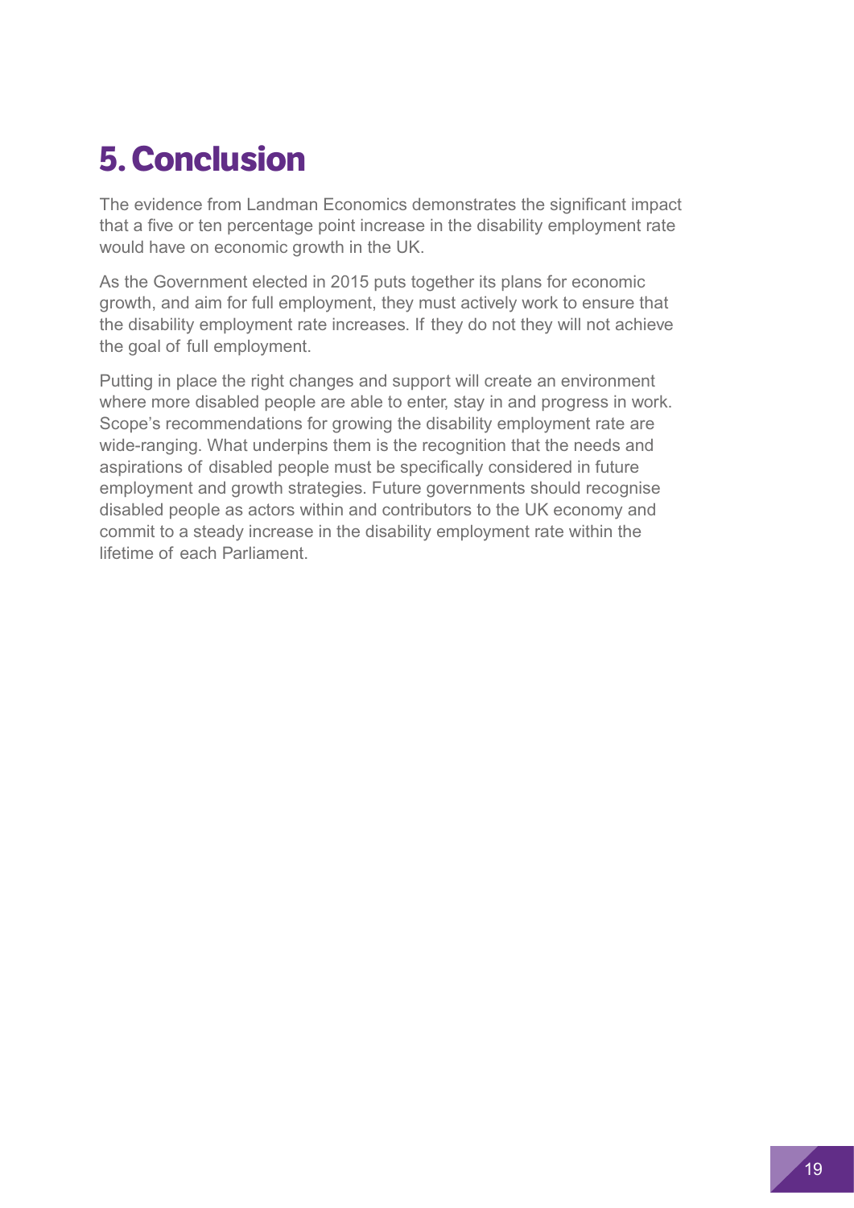# 5. Conclusion

The evidence from Landman Economics demonstrates the significant impact that a five or ten percentage point increase in the disability employment rate would have on economic growth in the UK.

As the Government elected in 2015 puts together its plans for economic growth, and aim for full employment, they must actively work to ensure that the disability employment rate increases. If they do not they will not achieve the goal of full employment.

Putting in place the right changes and support will create an environment where more disabled people are able to enter, stay in and progress in work. Scope's recommendations for growing the disability employment rate are wide-ranging. What underpins them is the recognition that the needs and aspirations of disabled people must be specifically considered in future employment and growth strategies. Future governments should recognise disabled people as actors within and contributors to the UK economy and commit to a steady increase in the disability employment rate within the lifetime of each Parliament.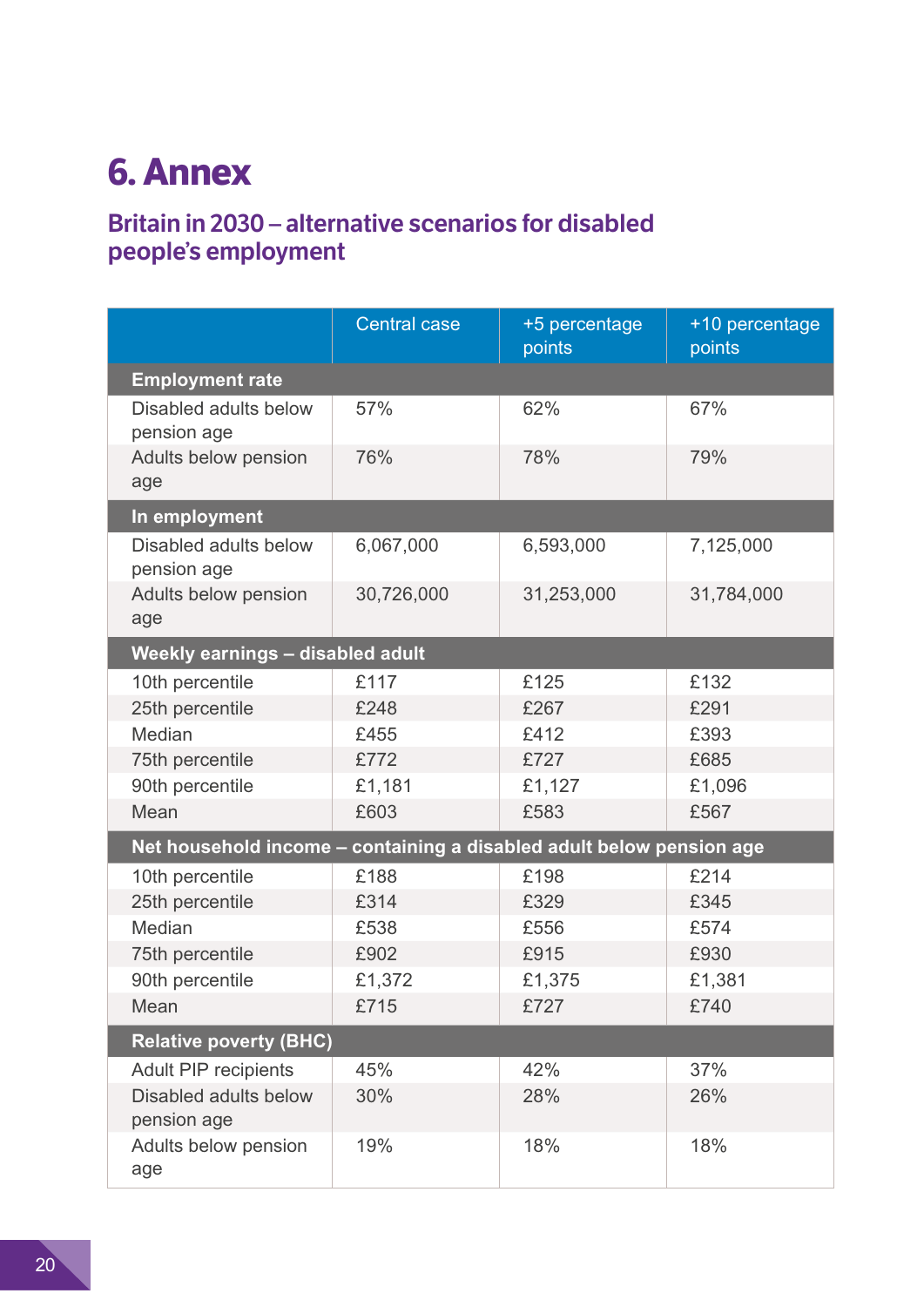# 6. Annex

## Britain in 2030 – alternative scenarios for disabled people's employment

| | Central case | +5 percentage points | +10 percentage points |
|---|---|---|---|
| **Employment rate** | | | |
| Disabled adults below pension age | 57% | 62% | 67% |
| Adults below pension age | 76% | 78% | 79% |
| **In employment** | | | |
| Disabled adults below pension age | 6,067,000 | 6,593,000 | 7,125,000 |
| Adults below pension age | 30,726,000 | 31,253,000 | 31,784,000 |
| **Weekly earnings – disabled adult** | | | |
| 10th percentile | £117 | £125 | £132 |
| 25th percentile | £248 | £267 | £291 |
| Median | £455 | £412 | £393 |
| 75th percentile | £772 | £727 | £685 |
| 90th percentile | £1,181 | £1,127 | £1,096 |
| Mean | £603 | £583 | £567 |
| **Net household income – containing a disabled adult below pension age** | | | |
| 10th percentile | £188 | £198 | £214 |
| 25th percentile | £314 | £329 | £345 |
| Median | £538 | £556 | £574 |
| 75th percentile | £902 | £915 | £930 |
| 90th percentile | £1,372 | £1,375 | £1,381 |
| Mean | £715 | £727 | £740 |
| **Relative poverty (BHC)** | | | |
| Adult PIP recipients | 45% | 42% | 37% |
| Disabled adults below pension age | 30% | 28% | 26% |
| Adults below pension age | 19% | 18% | 18% |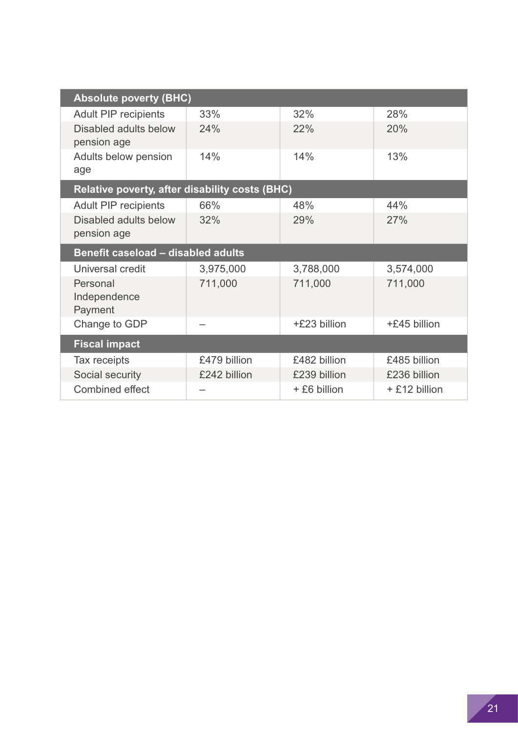| Absolute poverty (BHC) | | | |
|---|---|---|---|
| Adult PIP recipients | 33% | 32% | 28% |
| Disabled adults below pension age | 24% | 22% | 20% |
| Adults below pension age | 14% | 14% | 13% |
| **Relative poverty, after disability costs (BHC)** | | | |
| Adult PIP recipients | 66% | 48% | 44% |
| Disabled adults below pension age | 32% | 29% | 27% |
| **Benefit caseload – disabled adults** | | | |
| Universal credit | 3,975,000 | 3,788,000 | 3,574,000 |
| Personal Independence Payment | 711,000 | 711,000 | 711,000 |
| Change to GDP | – | +£23 billion | +£45 billion |
| **Fiscal impact** | | | |
| Tax receipts | £479 billion | £482 billion | £485 billion |
| Social security | £242 billion | £239 billion | £236 billion |
| Combined effect | – | + £6 billion | + £12 billion |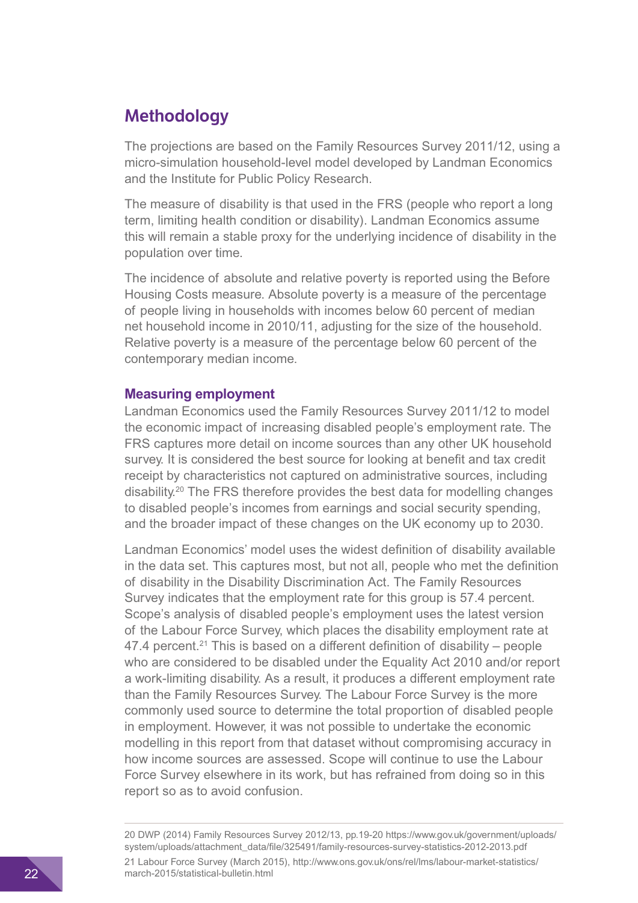## Methodology

The projections are based on the Family Resources Survey 2011/12, using a micro-simulation household-level model developed by Landman Economics and the Institute for Public Policy Research.

The measure of disability is that used in the FRS (people who report a long term, limiting health condition or disability). Landman Economics assume this will remain a stable proxy for the underlying incidence of disability in the population over time.

The incidence of absolute and relative poverty is reported using the Before Housing Costs measure. Absolute poverty is a measure of the percentage of people living in households with incomes below 60 percent of median net household income in 2010/11, adjusting for the size of the household. Relative poverty is a measure of the percentage below 60 percent of the contemporary median income.

### Measuring employment

Landman Economics used the Family Resources Survey 2011/12 to model the economic impact of increasing disabled people's employment rate. The FRS captures more detail on income sources than any other UK household survey. It is considered the best source for looking at benefit and tax credit receipt by characteristics not captured on administrative sources, including disability.[20] The FRS therefore provides the best data for modelling changes to disabled people's incomes from earnings and social security spending, and the broader impact of these changes on the UK economy up to 2030.

Landman Economics' model uses the widest definition of disability available in the data set. This captures most, but not all, people who met the definition of disability in the Disability Discrimination Act. The Family Resources Survey indicates that the employment rate for this group is 57.4 percent. Scope's analysis of disabled people's employment uses the latest version of the Labour Force Survey, which places the disability employment rate at 47.4 percent.[21] This is based on a different definition of disability – people who are considered to be disabled under the Equality Act 2010 and/or report a work-limiting disability. As a result, it produces a different employment rate than the Family Resources Survey. The Labour Force Survey is the more commonly used source to determine the total proportion of disabled people in employment. However, it was not possible to undertake the economic modelling in this report from that dataset without compromising accuracy in how income sources are assessed. Scope will continue to use the Labour Force Survey elsewhere in its work, but has refrained from doing so in this report so as to avoid confusion.

---

20 DWP (2014) Family Resources Survey 2012/13, pp.19-20 https://www.gov.uk/government/uploads/system/uploads/attachment_data/file/325491/family-resources-survey-statistics-2012-2013.pdf

21 Labour Force Survey (March 2015), http://www.ons.gov.uk/ons/rel/lms/labour-market-statistics/march-2015/statistical-bulletin.html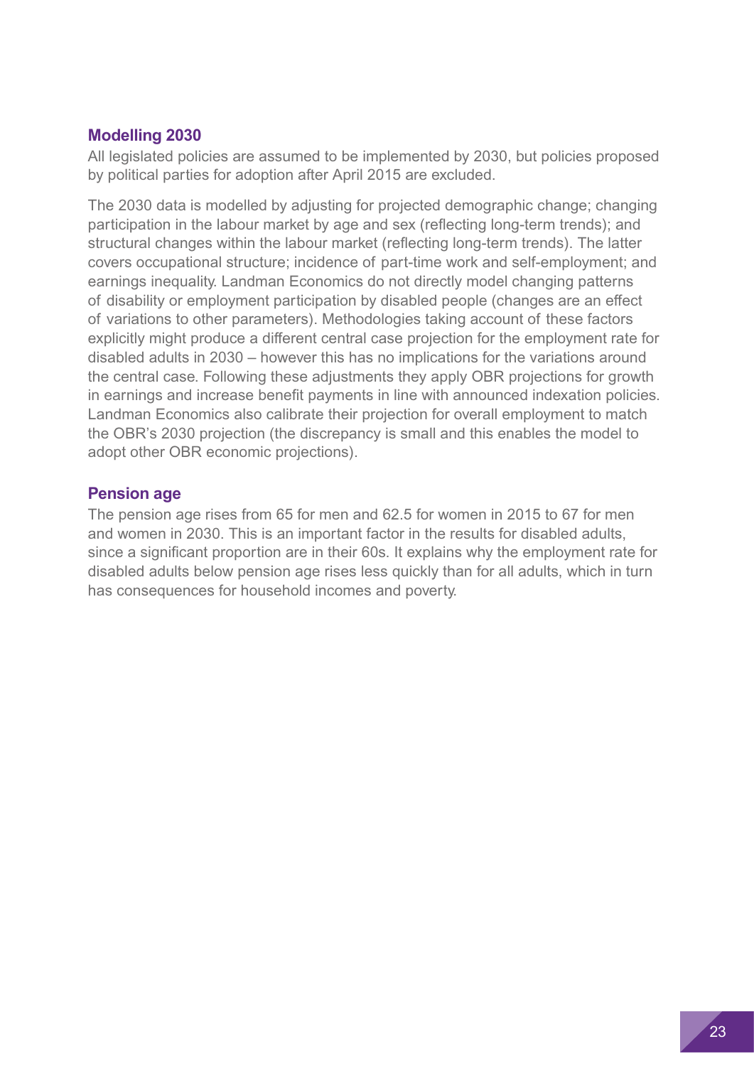## Modelling 2030

All legislated policies are assumed to be implemented by 2030, but policies proposed by political parties for adoption after April 2015 are excluded.

The 2030 data is modelled by adjusting for projected demographic change; changing participation in the labour market by age and sex (reflecting long-term trends); and structural changes within the labour market (reflecting long-term trends). The latter covers occupational structure; incidence of part-time work and self-employment; and earnings inequality. Landman Economics do not directly model changing patterns of disability or employment participation by disabled people (changes are an effect of variations to other parameters). Methodologies taking account of these factors explicitly might produce a different central case projection for the employment rate for disabled adults in 2030 – however this has no implications for the variations around the central case. Following these adjustments they apply OBR projections for growth in earnings and increase benefit payments in line with announced indexation policies. Landman Economics also calibrate their projection for overall employment to match the OBR's 2030 projection (the discrepancy is small and this enables the model to adopt other OBR economic projections).

## Pension age

The pension age rises from 65 for men and 62.5 for women in 2015 to 67 for men and women in 2030. This is an important factor in the results for disabled adults, since a significant proportion are in their 60s. It explains why the employment rate for disabled adults below pension age rises less quickly than for all adults, which in turn has consequences for household incomes and poverty.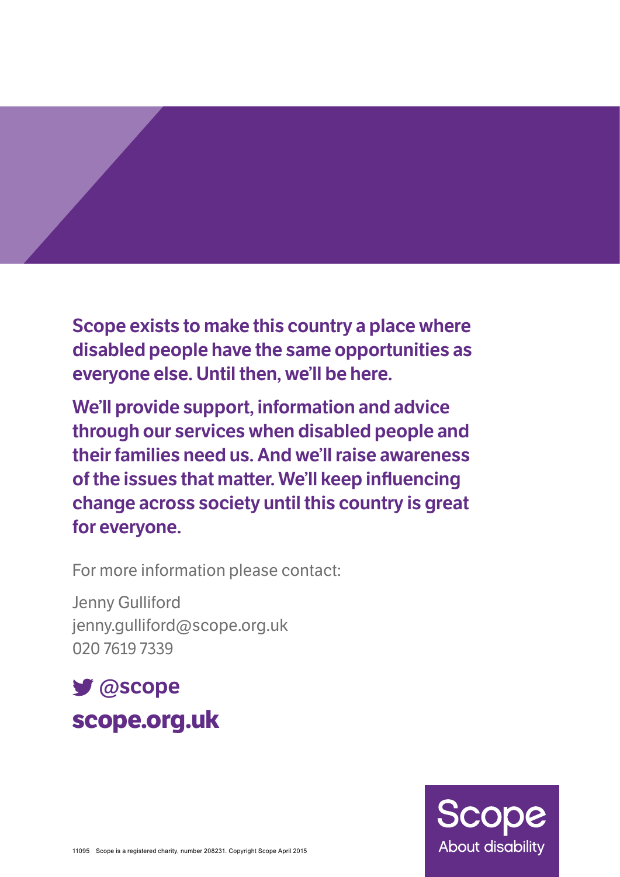**Scope exists to make this country a place where disabled people have the same opportunities as everyone else. Until then, we'll be here.**

**We'll provide support, information and advice through our services when disabled people and their families need us. And we'll raise awareness of the issues that matter. We'll keep influencing change across society until this country is great for everyone.**

For more information please contact:

Jenny Gulliford
jenny.gulliford@scope.org.uk
020 7619 7339

**@scope**

**scope.org.uk**

11095 Scope is a registered charity, number 208231. Copyright Scope April 2015

Scope
About disability